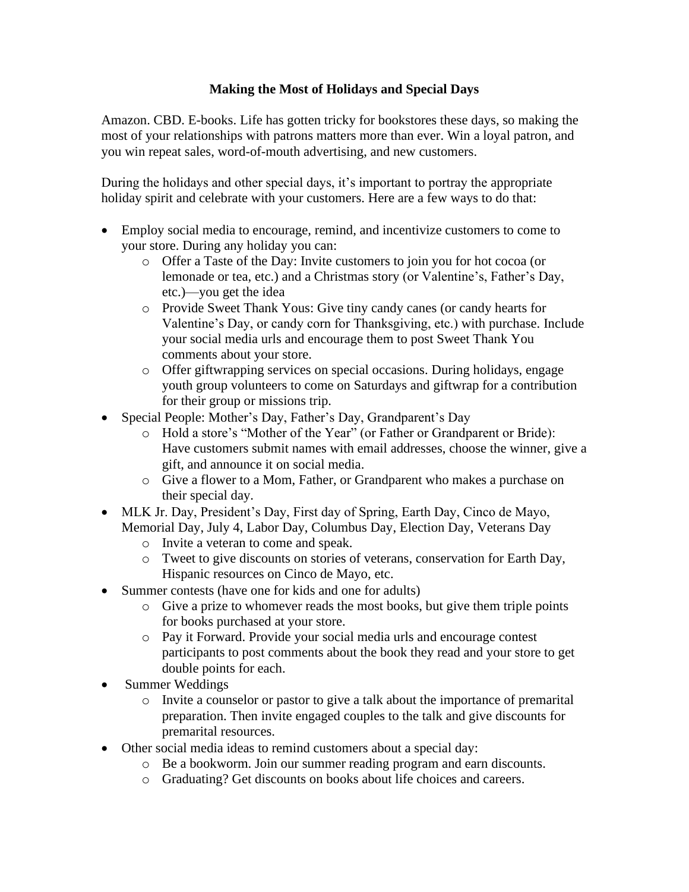# Making the Most of Holidays and Special Days

Amazon. CBD. E-books. Life has gotten tricky for bookstores these days, so making the most of your relationships with patrons matters more than ever. Win a loyal patron, and you win repeat sales, word-of-mouth advertising, and new customers.

During the holidays and other special days, it's important to portray the appropriate holiday spirit and celebrate with your customers. Here are a few ways to do that:

- Employ social media to encourage, remind, and incentivize customers to come to your store. During any holiday you can:
  - Offer a Taste of the Day: Invite customers to join you for hot cocoa (or lemonade or tea, etc.) and a Christmas story (or Valentine's, Father's Day, etc.)—you get the idea
  - Provide Sweet Thank Yous: Give tiny candy canes (or candy hearts for Valentine's Day, or candy corn for Thanksgiving, etc.) with purchase. Include your social media urls and encourage them to post Sweet Thank You comments about your store.
  - Offer giftwrapping services on special occasions. During holidays, engage youth group volunteers to come on Saturdays and giftwrap for a contribution for their group or missions trip.
- Special People: Mother's Day, Father's Day, Grandparent's Day
  - Hold a store's "Mother of the Year" (or Father or Grandparent or Bride): Have customers submit names with email addresses, choose the winner, give a gift, and announce it on social media.
  - Give a flower to a Mom, Father, or Grandparent who makes a purchase on their special day.
- MLK Jr. Day, President's Day, First day of Spring, Earth Day, Cinco de Mayo, Memorial Day, July 4, Labor Day, Columbus Day, Election Day, Veterans Day
  - Invite a veteran to come and speak.
  - Tweet to give discounts on stories of veterans, conservation for Earth Day, Hispanic resources on Cinco de Mayo, etc.
- Summer contests (have one for kids and one for adults)
  - Give a prize to whomever reads the most books, but give them triple points for books purchased at your store.
  - Pay it Forward. Provide your social media urls and encourage contest participants to post comments about the book they read and your store to get double points for each.
- Summer Weddings
  - Invite a counselor or pastor to give a talk about the importance of premarital preparation. Then invite engaged couples to the talk and give discounts for premarital resources.
- Other social media ideas to remind customers about a special day:
  - Be a bookworm. Join our summer reading program and earn discounts.
  - Graduating? Get discounts on books about life choices and careers.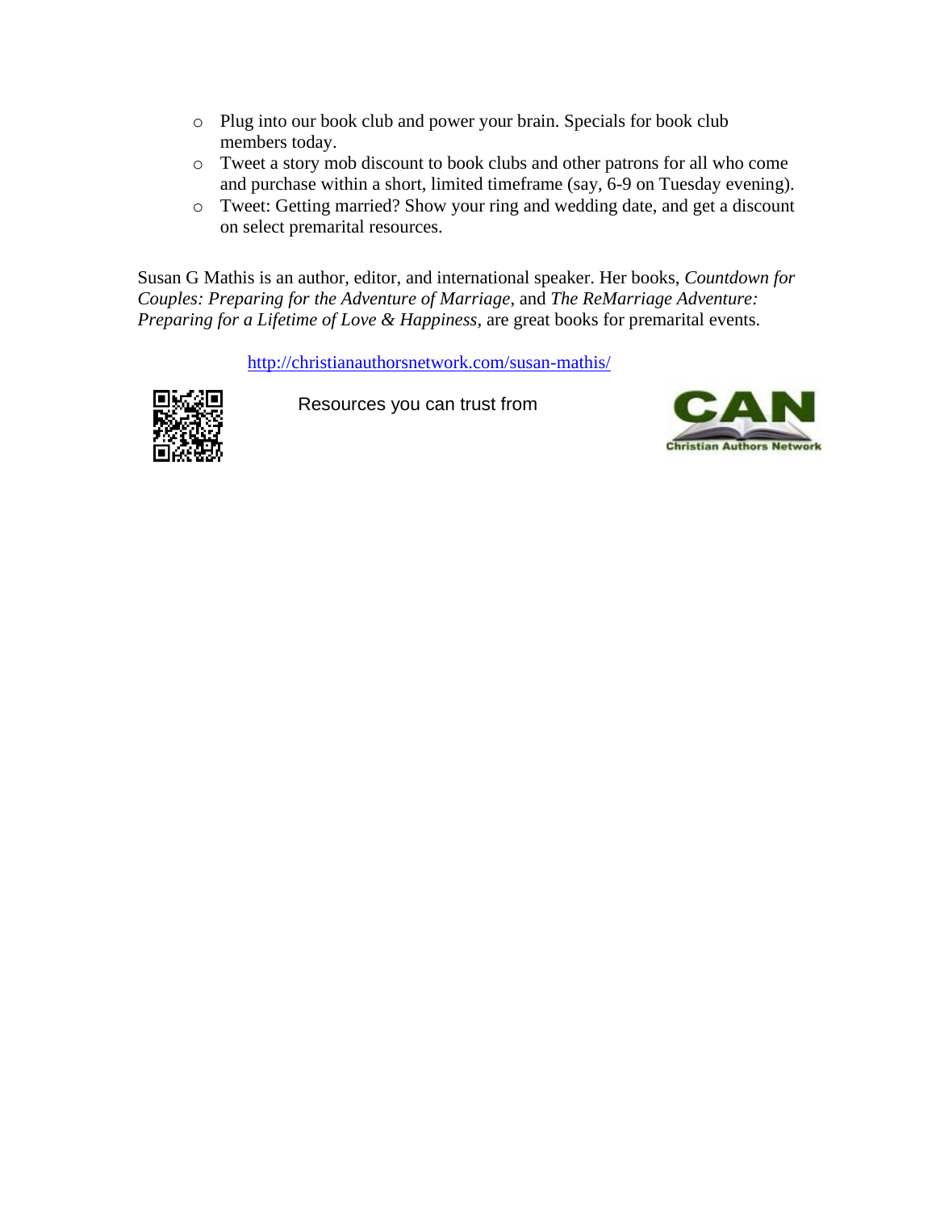- Plug into our book club and power your brain. Specials for book club members today.
- Tweet a story mob discount to book clubs and other patrons for all who come and purchase within a short, limited timeframe (say, 6-9 on Tuesday evening).
- Tweet: Getting married? Show your ring and wedding date, and get a discount on select premarital resources.

Susan G Mathis is an author, editor, and international speaker. Her books, *Countdown for Couples: Preparing for the Adventure of Marriage*, and *The ReMarriage Adventure: Preparing for a Lifetime of Love & Happiness*, are great books for premarital events.

http://christianauthorsnetwork.com/susan-mathis/

Resources you can trust from

CAN
Christian Authors Network